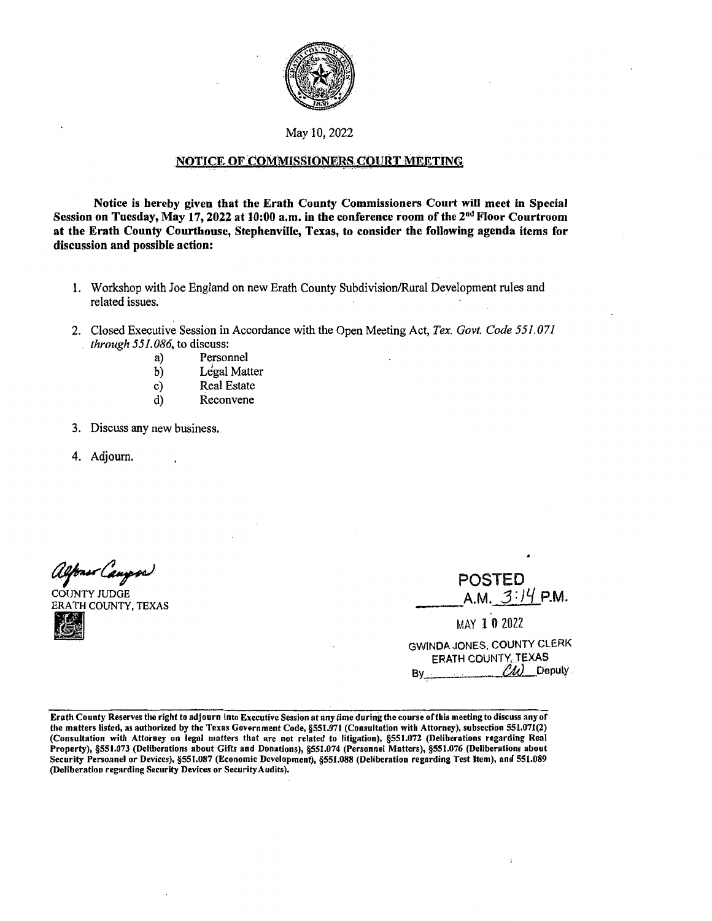May 10, 2022

## NOTICE OF COMMISSIONERS COURT MEETING

**Notice is hereby given that the Erath County Commissioners Court will meet in Special Session on Tuesday, May 17, 2022 at 10:00 a.m. in the conference room of the 2nd Floor Courtroom at the Erath County Courthouse, Stephenville, Texas, to consider the following agenda items for discussion and possible action:**

1. Workshop with Joe England on new Erath County Subdivision/Rural Development rules and related issues.

2. Closed Executive Session in Accordance with the Open Meeting Act, *Tex. Govt. Code 551.071 through 551.086*, to discuss:
   - a) Personnel
   - b) Legal Matter
   - c) Real Estate
   - d) Reconvene

3. Discuss any new business.

4. Adjourn.

Alfonso Campos

COUNTY JUDGE
ERATH COUNTY, TEXAS

POSTED
A.M. 3:14 P.M.

MAY 10 2022

GWINDA JONES, COUNTY CLERK
ERATH COUNTY, TEXAS
By CW Deputy

**Erath County Reserves the right to adjourn into Executive Session at any time during the course of this meeting to discuss any of the matters listed, as authorized by the Texas Government Code, §551.071 (Consultation with Attorney), subsection 551.071(2) (Consultation with Attorney on legal matters that are not related to litigation), §551.072 (Deliberations regarding Real Property), §551.073 (Deliberations about Gifts and Donations), §551.074 (Personnel Matters), §551.076 (Deliberations about Security Personnel or Devices), §551.087 (Economic Development), §551.088 (Deliberation regarding Test Item), and 551.089 (Deliberation regarding Security Devices or Security Audits).**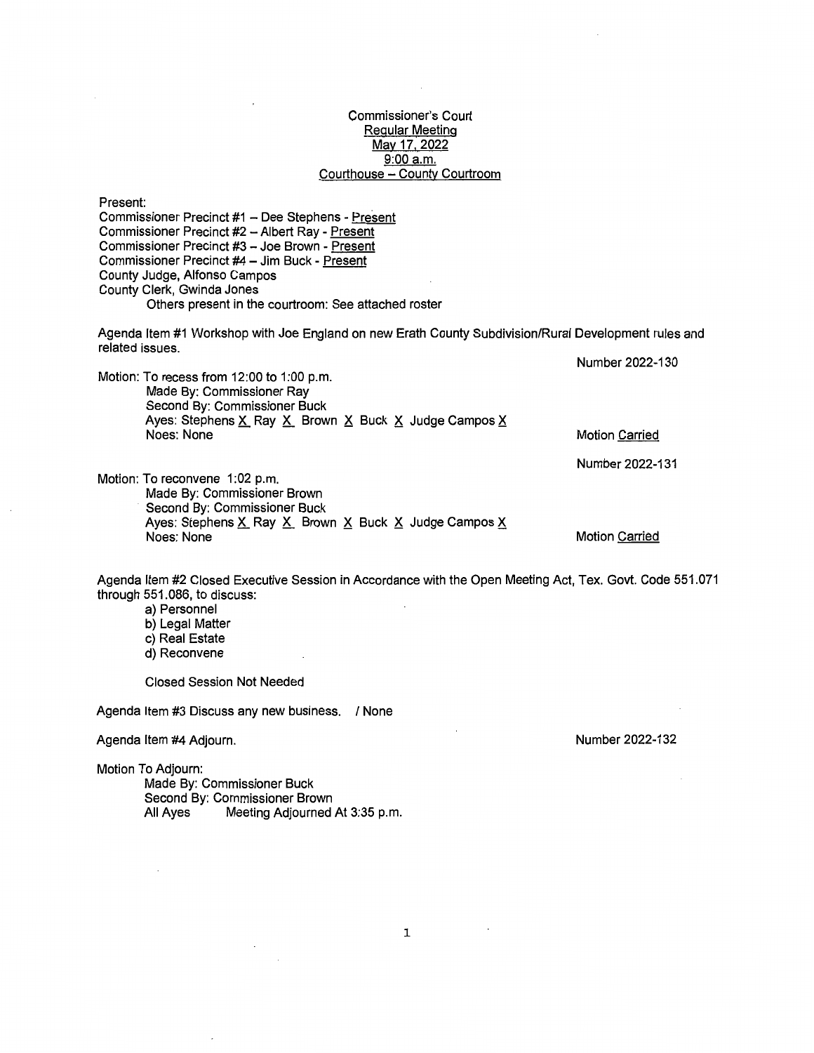Commissioner's Court
Regular Meeting
May 17, 2022
9:00 a.m.
Courthouse – County Courtroom

Present:
Commissioner Precinct #1 – Dee Stephens - Present
Commissioner Precinct #2 – Albert Ray - Present
Commissioner Precinct #3 – Joe Brown - Present
Commissioner Precinct #4 – Jim Buck - Present
County Judge, Alfonso Campos
County Clerk, Gwinda Jones
Others present in the courtroom: See attached roster

Agenda Item #1 Workshop with Joe England on new Erath County Subdivision/Rural Development rules and related issues.

Number 2022-130

Motion: To recess from 12:00 to 1:00 p.m.
Made By: Commissioner Ray
Second By: Commissioner Buck
Ayes: Stephens X Ray X Brown X Buck X Judge Campos X
Noes: None

Motion Carried

Number 2022-131

Motion: To reconvene 1:02 p.m.
Made By: Commissioner Brown
Second By: Commissioner Buck
Ayes: Stephens X Ray X Brown X Buck X Judge Campos X
Noes: None

Motion Carried

Agenda Item #2 Closed Executive Session in Accordance with the Open Meeting Act, Tex. Govt. Code 551.071 through 551.086, to discuss:
a) Personnel
b) Legal Matter
c) Real Estate
d) Reconvene

Closed Session Not Needed

Agenda Item #3 Discuss any new business. / None

Agenda Item #4 Adjourn.

Number 2022-132

Motion To Adjourn:
Made By: Commissioner Buck
Second By: Commissioner Brown
All Ayes Meeting Adjourned At 3:35 p.m.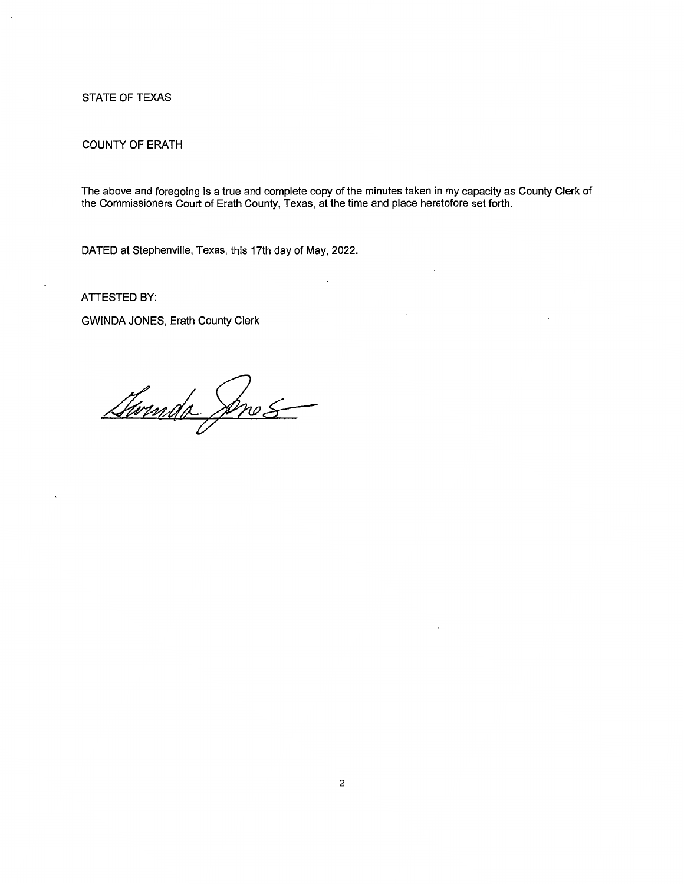STATE OF TEXAS

COUNTY OF ERATH

The above and foregoing is a true and complete copy of the minutes taken in my capacity as County Clerk of the Commissioners Court of Erath County, Texas, at the time and place heretofore set forth.

DATED at Stephenville, Texas, this 17th day of May, 2022.

ATTESTED BY:

GWINDA JONES, Erath County Clerk

Gwinda Jones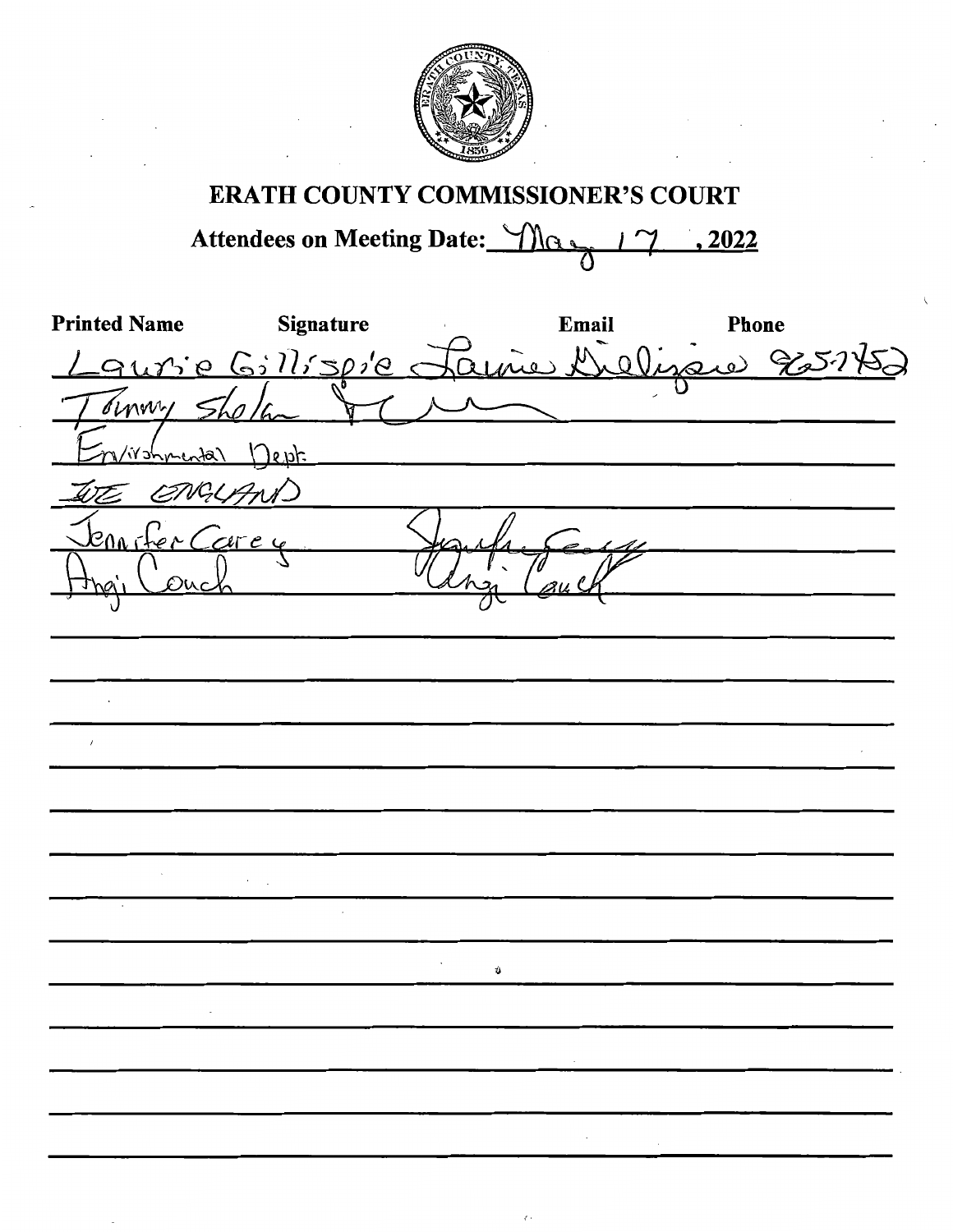# ERATH COUNTY COMMISSIONER'S COURT

**Attendees on Meeting Date: May 17, 2022**

| Printed Name | Signature | Email | Phone |
|---|---|---|---|
| Laurie Gillispie | Laurie Gillispie | | 965-7452 |
| Tommy Sholar | | | |
| Environmental Dept. | | | |
| JOE ENGLAND | | | |
| Jennifer Carey | Jennifer Carey | | |
| Angi Couch | Angi Couch | | |